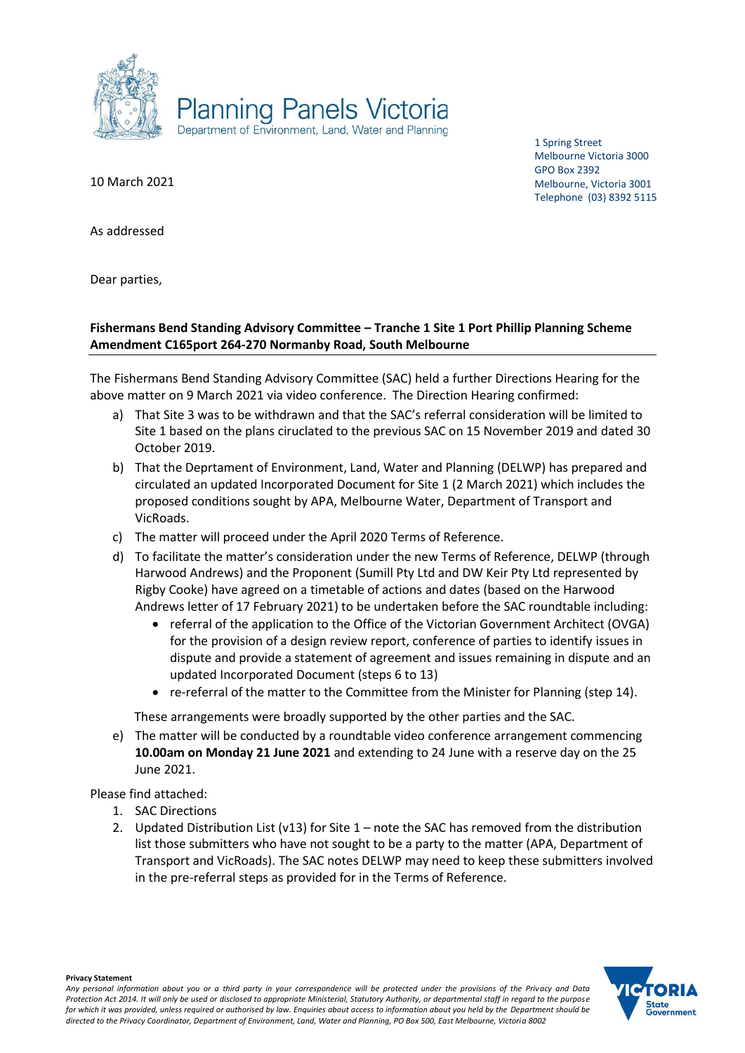Planning Panels Victoria
Department of Environment, Land, Water and Planning

1 Spring Street
Melbourne Victoria 3000
GPO Box 2392
Melbourne, Victoria 3001
Telephone (03) 8392 5115

10 March 2021

As addressed

Dear parties,

**Fishermans Bend Standing Advisory Committee – Tranche 1 Site 1 Port Phillip Planning Scheme Amendment C165port 264-270 Normanby Road, South Melbourne**

The Fishermans Bend Standing Advisory Committee (SAC) held a further Directions Hearing for the above matter on 9 March 2021 via video conference. The Direction Hearing confirmed:

a) That Site 3 was to be withdrawn and that the SAC's referral consideration will be limited to Site 1 based on the plans circluated to the previous SAC on 15 November 2019 and dated 30 October 2019.

b) That the Deprtament of Environment, Land, Water and Planning (DELWP) has prepared and circulated an updated Incorporated Document for Site 1 (2 March 2021) which includes the proposed conditions sought by APA, Melbourne Water, Department of Transport and VicRoads.

c) The matter will proceed under the April 2020 Terms of Reference.

d) To facilitate the matter's consideration under the new Terms of Reference, DELWP (through Harwood Andrews) and the Proponent (Sumill Pty Ltd and DW Keir Pty Ltd represented by Rigby Cooke) have agreed on a timetable of actions and dates (based on the Harwood Andrews letter of 17 February 2021) to be undertaken before the SAC roundtable including:
   - referral of the application to the Office of the Victorian Government Architect (OVGA) for the provision of a design review report, conference of parties to identify issues in dispute and provide a statement of agreement and issues remaining in dispute and an updated Incorporated Document (steps 6 to 13)
   - re-referral of the matter to the Committee from the Minister for Planning (step 14).

   These arrangements were broadly supported by the other parties and the SAC.

e) The matter will be conducted by a roundtable video conference arrangement commencing **10.00am on Monday 21 June 2021** and extending to 24 June with a reserve day on the 25 June 2021.

Please find attached:

1. SAC Directions
2. Updated Distribution List (v13) for Site 1 – note the SAC has removed from the distribution list those submitters who have not sought to be a party to the matter (APA, Department of Transport and VicRoads). The SAC notes DELWP may need to keep these submitters involved in the pre-referral steps as provided for in the Terms of Reference.

**Privacy Statement**
*Any personal information about you or a third party in your correspondence will be protected under the provisions of the Privacy and Data Protection Act 2014. It will only be used or disclosed to appropriate Ministerial, Statutory Authority, or departmental staff in regard to the purpose for which it was provided, unless required or authorised by law. Enquiries about access to information about you held by the Department should be directed to the Privacy Coordinator, Department of Environment, Land, Water and Planning, PO Box 500, East Melbourne, Victoria 8002*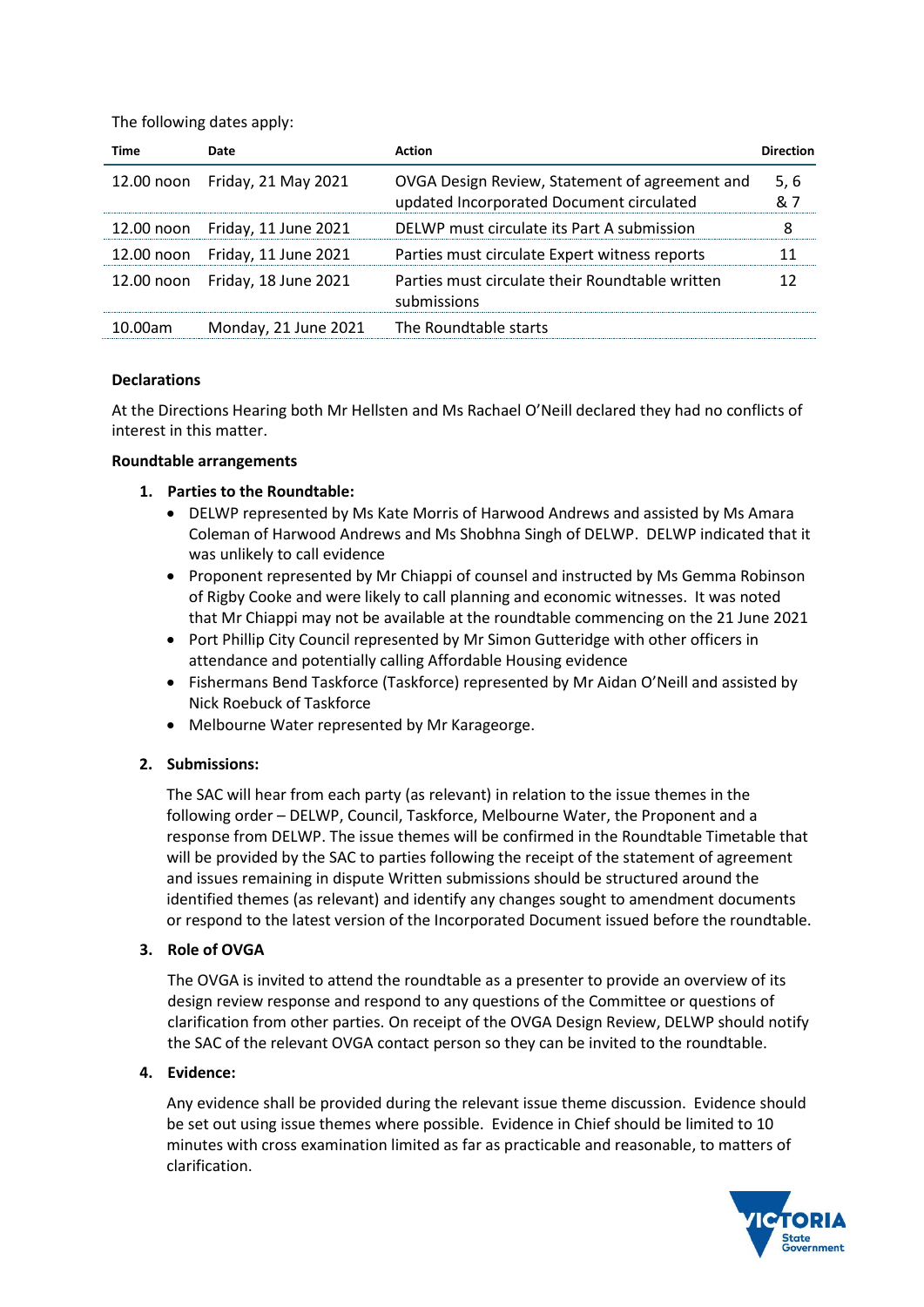The following dates apply:

| Time | Date | Action | Direction |
|---|---|---|---|
| 12.00 noon | Friday, 21 May 2021 | OVGA Design Review, Statement of agreement and updated Incorporated Document circulated | 5, 6 & 7 |
| 12.00 noon | Friday, 11 June 2021 | DELWP must circulate its Part A submission | 8 |
| 12.00 noon | Friday, 11 June 2021 | Parties must circulate Expert witness reports | 11 |
| 12.00 noon | Friday, 18 June 2021 | Parties must circulate their Roundtable written submissions | 12 |
| 10.00am | Monday, 21 June 2021 | The Roundtable starts | |

**Declarations**

At the Directions Hearing both Mr Hellsten and Ms Rachael O'Neill declared they had no conflicts of interest in this matter.

**Roundtable arrangements**

1. **Parties to the Roundtable:**
   - DELWP represented by Ms Kate Morris of Harwood Andrews and assisted by Ms Amara Coleman of Harwood Andrews and Ms Shobhna Singh of DELWP. DELWP indicated that it was unlikely to call evidence
   - Proponent represented by Mr Chiappi of counsel and instructed by Ms Gemma Robinson of Rigby Cooke and were likely to call planning and economic witnesses. It was noted that Mr Chiappi may not be available at the roundtable commencing on the 21 June 2021
   - Port Phillip City Council represented by Mr Simon Gutteridge with other officers in attendance and potentially calling Affordable Housing evidence
   - Fishermans Bend Taskforce (Taskforce) represented by Mr Aidan O'Neill and assisted by Nick Roebuck of Taskforce
   - Melbourne Water represented by Mr Karageorge.

2. **Submissions:**

   The SAC will hear from each party (as relevant) in relation to the issue themes in the following order – DELWP, Council, Taskforce, Melbourne Water, the Proponent and a response from DELWP. The issue themes will be confirmed in the Roundtable Timetable that will be provided by the SAC to parties following the receipt of the statement of agreement and issues remaining in dispute Written submissions should be structured around the identified themes (as relevant) and identify any changes sought to amendment documents or respond to the latest version of the Incorporated Document issued before the roundtable.

3. **Role of OVGA**

   The OVGA is invited to attend the roundtable as a presenter to provide an overview of its design review response and respond to any questions of the Committee or questions of clarification from other parties. On receipt of the OVGA Design Review, DELWP should notify the SAC of the relevant OVGA contact person so they can be invited to the roundtable.

4. **Evidence:**

   Any evidence shall be provided during the relevant issue theme discussion. Evidence should be set out using issue themes where possible. Evidence in Chief should be limited to 10 minutes with cross examination limited as far as practicable and reasonable, to matters of clarification.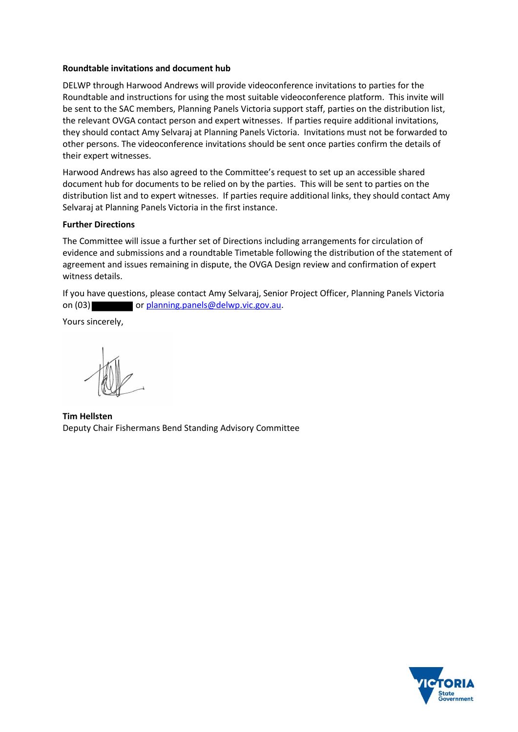**Roundtable invitations and document hub**

DELWP through Harwood Andrews will provide videoconference invitations to parties for the Roundtable and instructions for using the most suitable videoconference platform. This invite will be sent to the SAC members, Planning Panels Victoria support staff, parties on the distribution list, the relevant OVGA contact person and expert witnesses. If parties require additional invitations, they should contact Amy Selvaraj at Planning Panels Victoria. Invitations must not be forwarded to other persons. The videoconference invitations should be sent once parties confirm the details of their expert witnesses.

Harwood Andrews has also agreed to the Committee's request to set up an accessible shared document hub for documents to be relied on by the parties. This will be sent to parties on the distribution list and to expert witnesses. If parties require additional links, they should contact Amy Selvaraj at Planning Panels Victoria in the first instance.

**Further Directions**

The Committee will issue a further set of Directions including arrangements for circulation of evidence and submissions and a roundtable Timetable following the distribution of the statement of agreement and issues remaining in dispute, the OVGA Design review and confirmation of expert witness details.

If you have questions, please contact Amy Selvaraj, Senior Project Officer, Planning Panels Victoria on (03) [redacted] or planning.panels@delwp.vic.gov.au.

Yours sincerely,

**Tim Hellsten**
Deputy Chair Fishermans Bend Standing Advisory Committee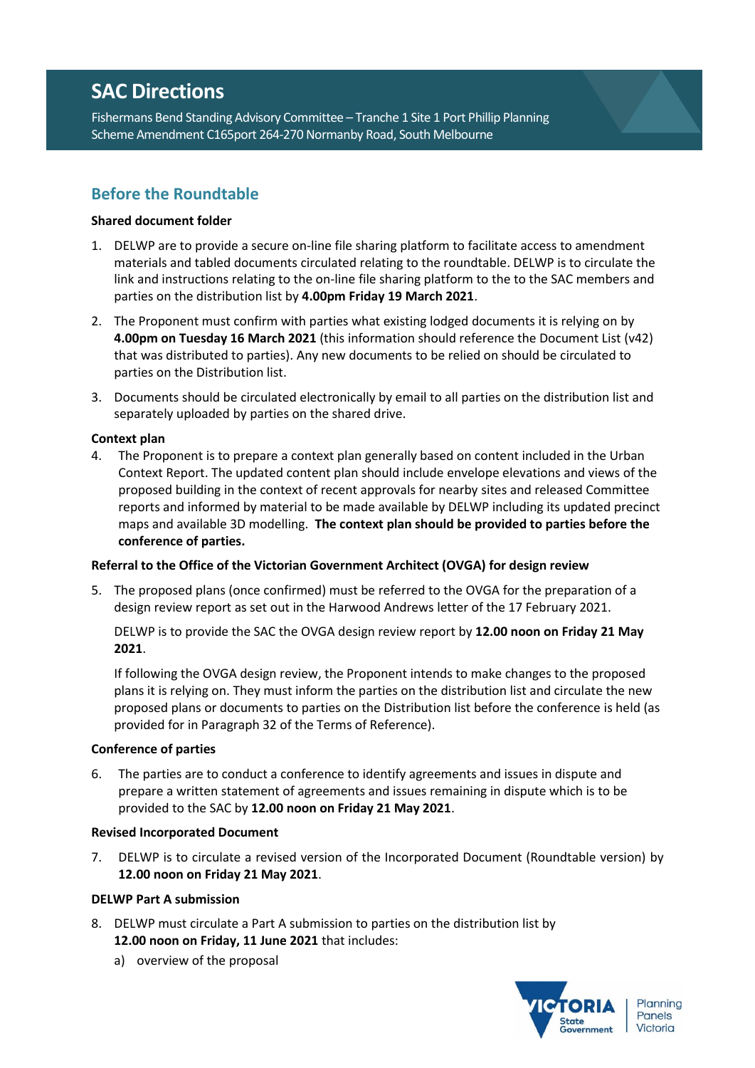# SAC Directions

Fishermans Bend Standing Advisory Committee – Tranche 1 Site 1 Port Phillip Planning Scheme Amendment C165port 264-270 Normanby Road, South Melbourne

## Before the Roundtable

**Shared document folder**

1. DELWP are to provide a secure on-line file sharing platform to facilitate access to amendment materials and tabled documents circulated relating to the roundtable. DELWP is to circulate the link and instructions relating to the on-line file sharing platform to the to the SAC members and parties on the distribution list by **4.00pm Friday 19 March 2021**.
2. The Proponent must confirm with parties what existing lodged documents it is relying on by **4.00pm on Tuesday 16 March 2021** (this information should reference the Document List (v42) that was distributed to parties). Any new documents to be relied on should be circulated to parties on the Distribution list.
3. Documents should be circulated electronically by email to all parties on the distribution list and separately uploaded by parties on the shared drive.

**Context plan**

4. The Proponent is to prepare a context plan generally based on content included in the Urban Context Report. The updated content plan should include envelope elevations and views of the proposed building in the context of recent approvals for nearby sites and released Committee reports and informed by material to be made available by DELWP including its updated precinct maps and available 3D modelling. **The context plan should be provided to parties before the conference of parties.**

**Referral to the Office of the Victorian Government Architect (OVGA) for design review**

5. The proposed plans (once confirmed) must be referred to the OVGA for the preparation of a design review report as set out in the Harwood Andrews letter of the 17 February 2021.

   DELWP is to provide the SAC the OVGA design review report by **12.00 noon on Friday 21 May 2021**.

   If following the OVGA design review, the Proponent intends to make changes to the proposed plans it is relying on. They must inform the parties on the distribution list and circulate the new proposed plans or documents to parties on the Distribution list before the conference is held (as provided for in Paragraph 32 of the Terms of Reference).

**Conference of parties**

6. The parties are to conduct a conference to identify agreements and issues in dispute and prepare a written statement of agreements and issues remaining in dispute which is to be provided to the SAC by **12.00 noon on Friday 21 May 2021**.

**Revised Incorporated Document**

7. DELWP is to circulate a revised version of the Incorporated Document (Roundtable version) by **12.00 noon on Friday 21 May 2021**.

**DELWP Part A submission**

8. DELWP must circulate a Part A submission to parties on the distribution list by **12.00 noon on Friday, 11 June 2021** that includes:
   a) overview of the proposal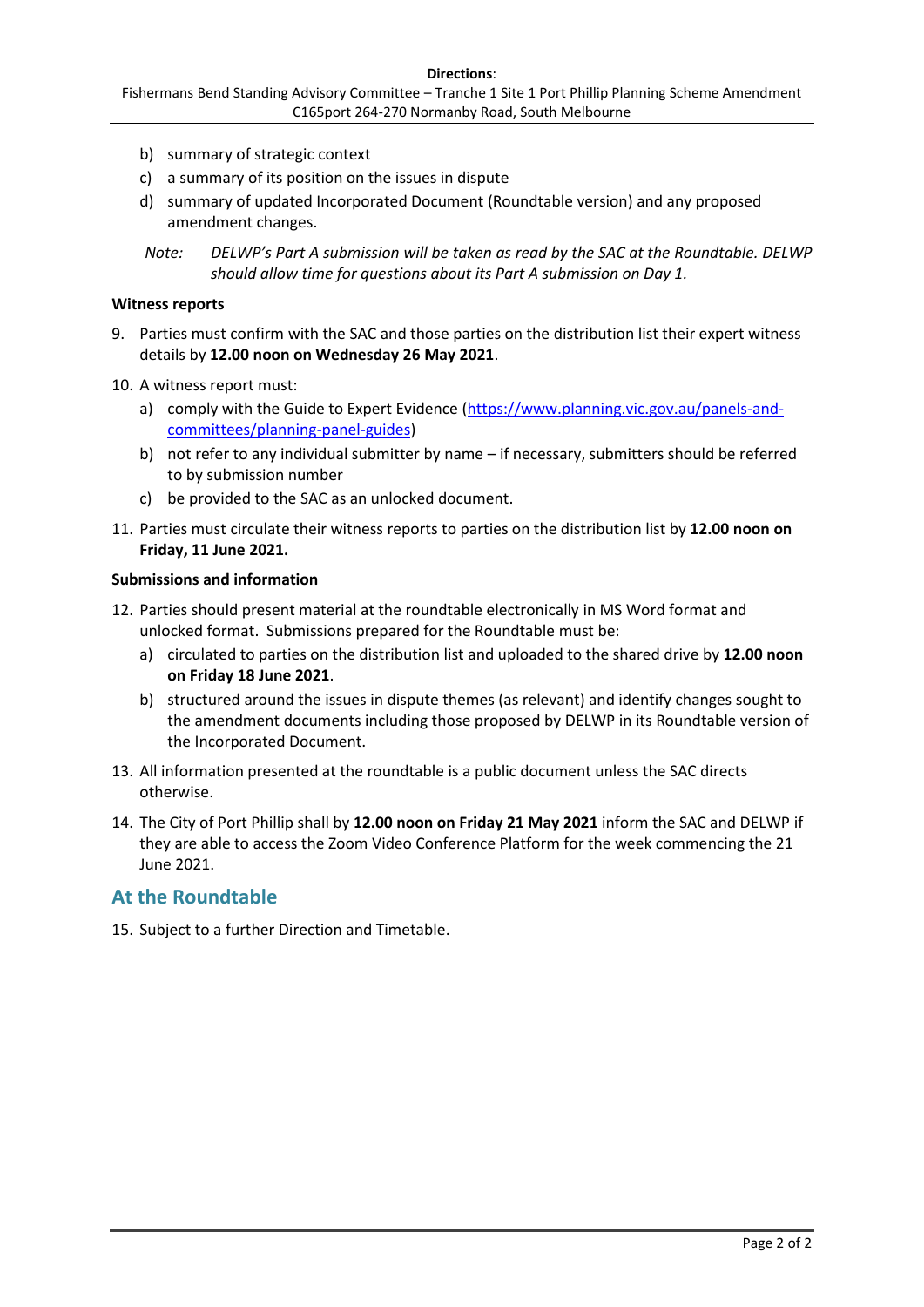b) summary of strategic context

c) a summary of its position on the issues in dispute

d) summary of updated Incorporated Document (Roundtable version) and any proposed amendment changes.

*Note: DELWP's Part A submission will be taken as read by the SAC at the Roundtable. DELWP should allow time for questions about its Part A submission on Day 1.*

**Witness reports**

9. Parties must confirm with the SAC and those parties on the distribution list their expert witness details by **12.00 noon on Wednesday 26 May 2021**.

10. A witness report must:
    a) comply with the Guide to Expert Evidence (https://www.planning.vic.gov.au/panels-and-committees/planning-panel-guides)
    b) not refer to any individual submitter by name – if necessary, submitters should be referred to by submission number
    c) be provided to the SAC as an unlocked document.

11. Parties must circulate their witness reports to parties on the distribution list by **12.00 noon on Friday, 11 June 2021.**

**Submissions and information**

12. Parties should present material at the roundtable electronically in MS Word format and unlocked format. Submissions prepared for the Roundtable must be:
    a) circulated to parties on the distribution list and uploaded to the shared drive by **12.00 noon on Friday 18 June 2021**.
    b) structured around the issues in dispute themes (as relevant) and identify changes sought to the amendment documents including those proposed by DELWP in its Roundtable version of the Incorporated Document.

13. All information presented at the roundtable is a public document unless the SAC directs otherwise.

14. The City of Port Phillip shall by **12.00 noon on Friday 21 May 2021** inform the SAC and DELWP if they are able to access the Zoom Video Conference Platform for the week commencing the 21 June 2021.

## At the Roundtable

15. Subject to a further Direction and Timetable.